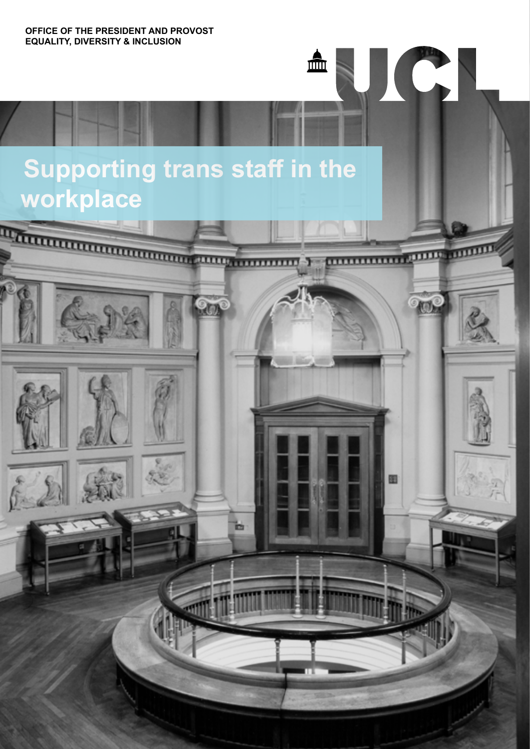OFFICE OF THE PRESIDENT AND PROVOST
EQUALITY, DIVERSITY & INCLUSION

# Supporting trans staff in the workplace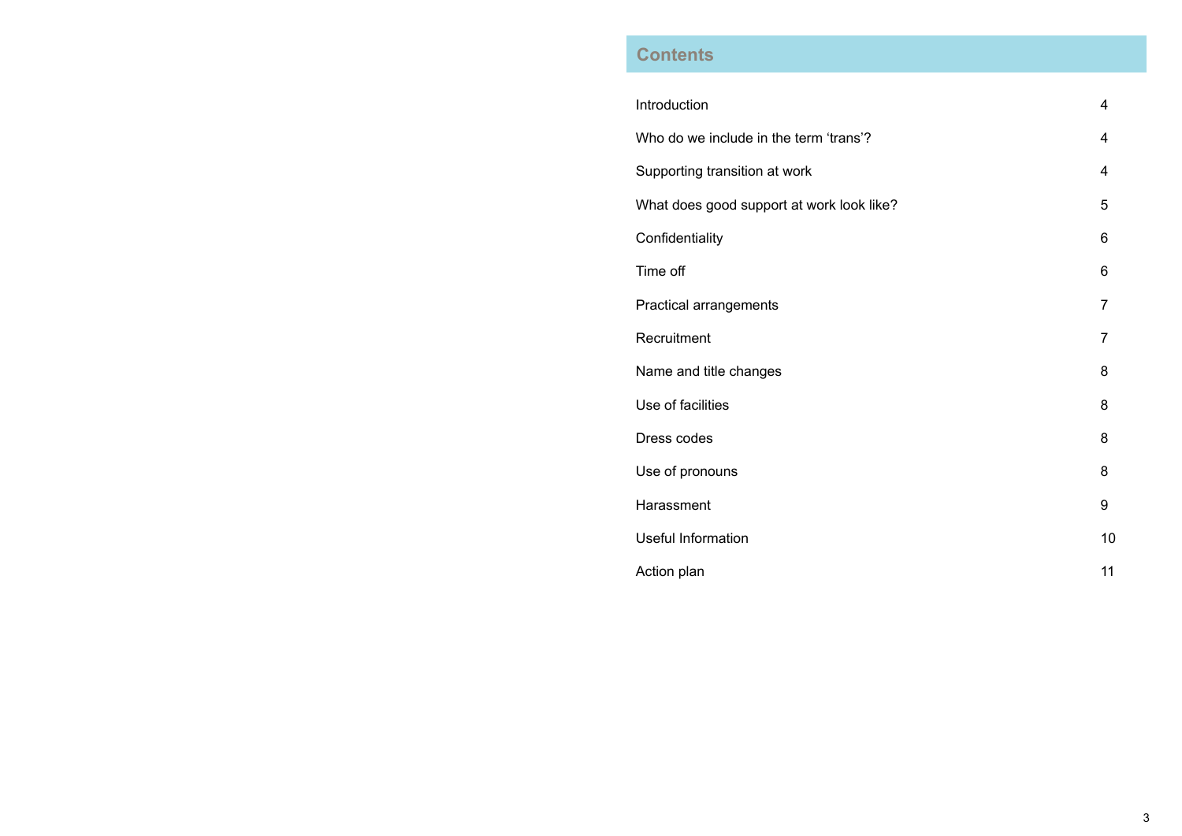## Contents

| | |
|---|---|
| Introduction | 4 |
| Who do we include in the term 'trans'? | 4 |
| Supporting transition at work | 4 |
| What does good support at work look like? | 5 |
| Confidentiality | 6 |
| Time off | 6 |
| Practical arrangements | 7 |
| Recruitment | 7 |
| Name and title changes | 8 |
| Use of facilities | 8 |
| Dress codes | 8 |
| Use of pronouns | 8 |
| Harassment | 9 |
| Useful Information | 10 |
| Action plan | 11 |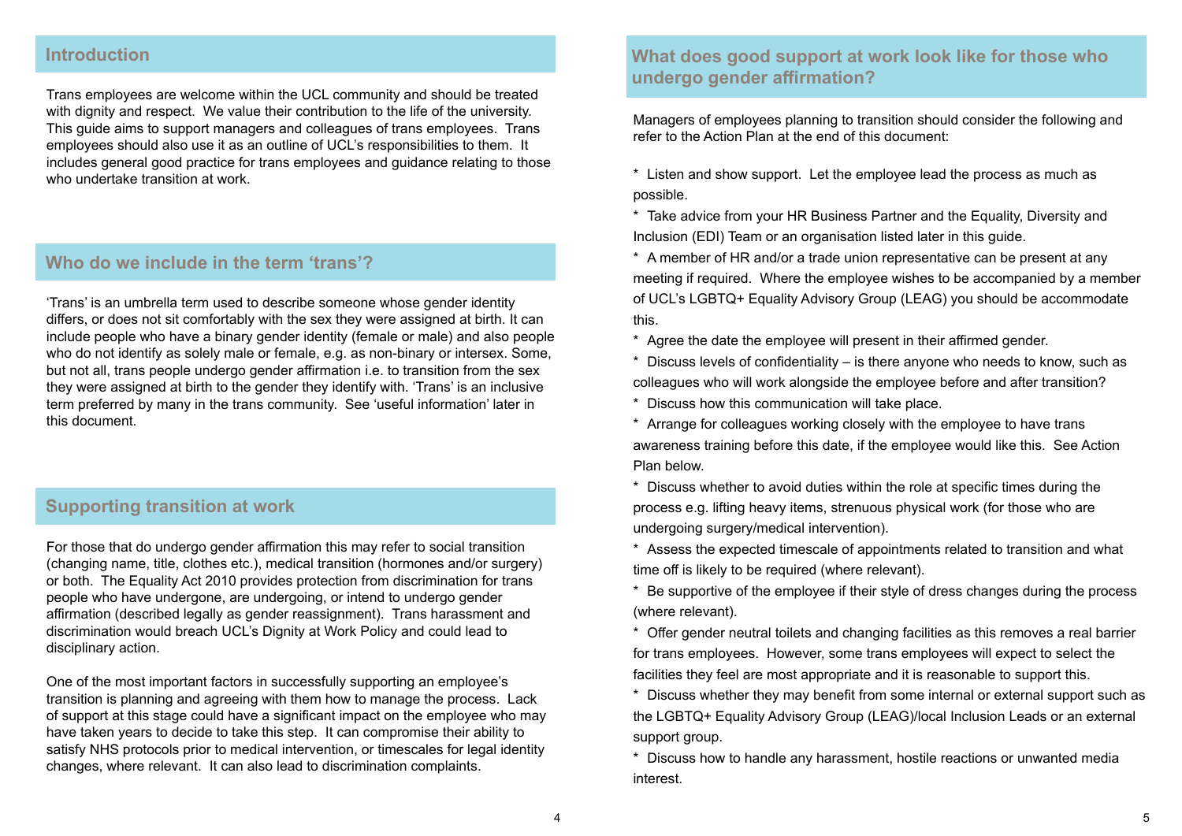## Introduction

Trans employees are welcome within the UCL community and should be treated with dignity and respect. We value their contribution to the life of the university. This guide aims to support managers and colleagues of trans employees. Trans employees should also use it as an outline of UCL's responsibilities to them. It includes general good practice for trans employees and guidance relating to those who undertake transition at work.

## Who do we include in the term 'trans'?

'Trans' is an umbrella term used to describe someone whose gender identity differs, or does not sit comfortably with the sex they were assigned at birth. It can include people who have a binary gender identity (female or male) and also people who do not identify as solely male or female, e.g. as non-binary or intersex. Some, but not all, trans people undergo gender affirmation i.e. to transition from the sex they were assigned at birth to the gender they identify with. 'Trans' is an inclusive term preferred by many in the trans community. See 'useful information' later in this document.

## Supporting transition at work

For those that do undergo gender affirmation this may refer to social transition (changing name, title, clothes etc.), medical transition (hormones and/or surgery) or both. The Equality Act 2010 provides protection from discrimination for trans people who have undergone, are undergoing, or intend to undergo gender affirmation (described legally as gender reassignment). Trans harassment and discrimination would breach UCL's Dignity at Work Policy and could lead to disciplinary action.

One of the most important factors in successfully supporting an employee's transition is planning and agreeing with them how to manage the process. Lack of support at this stage could have a significant impact on the employee who may have taken years to decide to take this step. It can compromise their ability to satisfy NHS protocols prior to medical intervention, or timescales for legal identity changes, where relevant. It can also lead to discrimination complaints.

## What does good support at work look like for those who undergo gender affirmation?

Managers of employees planning to transition should consider the following and refer to the Action Plan at the end of this document:

* Listen and show support. Let the employee lead the process as much as possible.
* Take advice from your HR Business Partner and the Equality, Diversity and Inclusion (EDI) Team or an organisation listed later in this guide.
* A member of HR and/or a trade union representative can be present at any meeting if required. Where the employee wishes to be accompanied by a member of UCL's LGBTQ+ Equality Advisory Group (LEAG) you should be accommodate this.
* Agree the date the employee will present in their affirmed gender.
* Discuss levels of confidentiality – is there anyone who needs to know, such as colleagues who will work alongside the employee before and after transition?
* Discuss how this communication will take place.
* Arrange for colleagues working closely with the employee to have trans awareness training before this date, if the employee would like this. See Action Plan below.
* Discuss whether to avoid duties within the role at specific times during the process e.g. lifting heavy items, strenuous physical work (for those who are undergoing surgery/medical intervention).
* Assess the expected timescale of appointments related to transition and what time off is likely to be required (where relevant).
* Be supportive of the employee if their style of dress changes during the process (where relevant).
* Offer gender neutral toilets and changing facilities as this removes a real barrier for trans employees. However, some trans employees will expect to select the facilities they feel are most appropriate and it is reasonable to support this.
* Discuss whether they may benefit from some internal or external support such as the LGBTQ+ Equality Advisory Group (LEAG)/local Inclusion Leads or an external support group.
* Discuss how to handle any harassment, hostile reactions or unwanted media interest.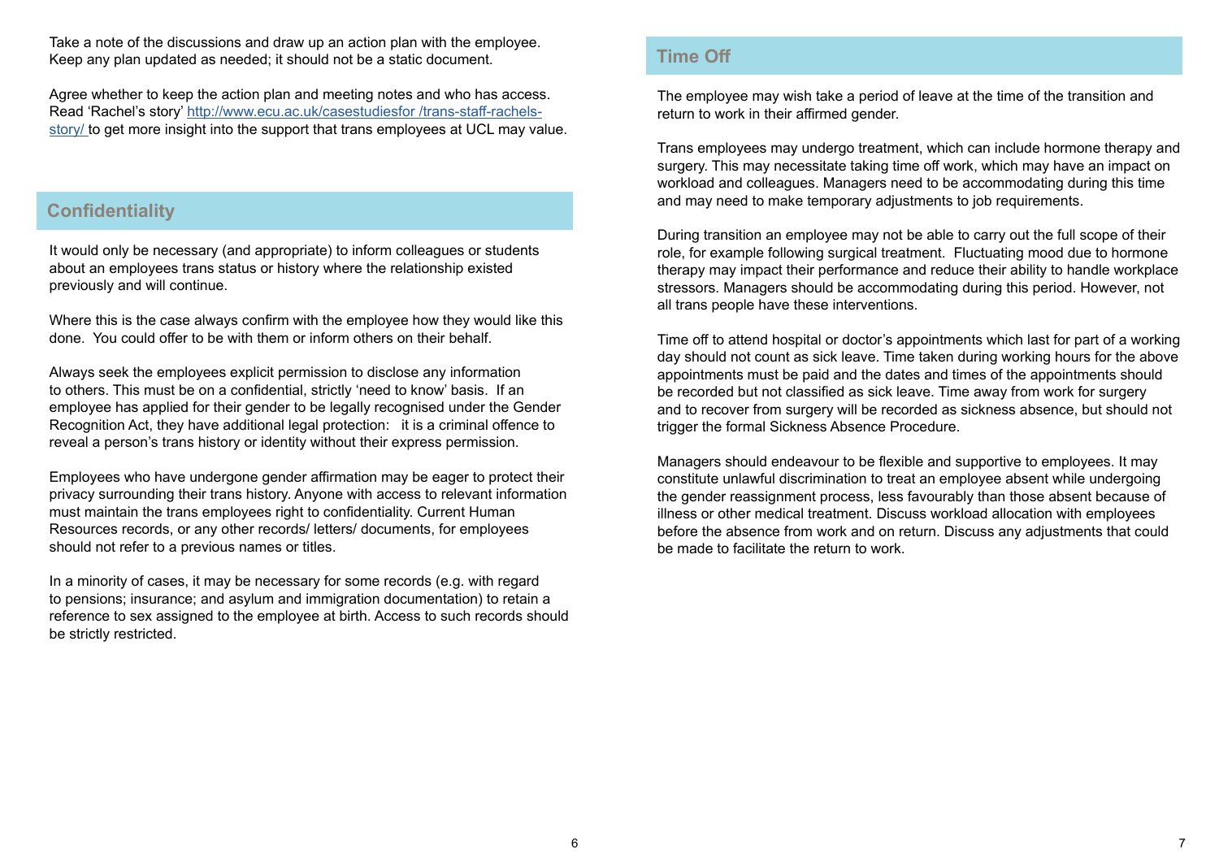Take a note of the discussions and draw up an action plan with the employee. Keep any plan updated as needed; it should not be a static document.

Agree whether to keep the action plan and meeting notes and who has access. Read 'Rachel's story' [http://www.ecu.ac.uk/casestudiesfor /trans-staff-rachels-story/](http://www.ecu.ac.uk/casestudiesfor/trans-staff-rachels-story/) to get more insight into the support that trans employees at UCL may value.

## Confidentiality

It would only be necessary (and appropriate) to inform colleagues or students about an employees trans status or history where the relationship existed previously and will continue.

Where this is the case always confirm with the employee how they would like this done. You could offer to be with them or inform others on their behalf.

Always seek the employees explicit permission to disclose any information to others. This must be on a confidential, strictly 'need to know' basis. If an employee has applied for their gender to be legally recognised under the Gender Recognition Act, they have additional legal protection: it is a criminal offence to reveal a person's trans history or identity without their express permission.

Employees who have undergone gender affirmation may be eager to protect their privacy surrounding their trans history. Anyone with access to relevant information must maintain the trans employees right to confidentiality. Current Human Resources records, or any other records/ letters/ documents, for employees should not refer to a previous names or titles.

In a minority of cases, it may be necessary for some records (e.g. with regard to pensions; insurance; and asylum and immigration documentation) to retain a reference to sex assigned to the employee at birth. Access to such records should be strictly restricted.

## Time Off

The employee may wish take a period of leave at the time of the transition and return to work in their affirmed gender.

Trans employees may undergo treatment, which can include hormone therapy and surgery. This may necessitate taking time off work, which may have an impact on workload and colleagues. Managers need to be accommodating during this time and may need to make temporary adjustments to job requirements.

During transition an employee may not be able to carry out the full scope of their role, for example following surgical treatment. Fluctuating mood due to hormone therapy may impact their performance and reduce their ability to handle workplace stressors. Managers should be accommodating during this period. However, not all trans people have these interventions.

Time off to attend hospital or doctor's appointments which last for part of a working day should not count as sick leave. Time taken during working hours for the above appointments must be paid and the dates and times of the appointments should be recorded but not classified as sick leave. Time away from work for surgery and to recover from surgery will be recorded as sickness absence, but should not trigger the formal Sickness Absence Procedure.

Managers should endeavour to be flexible and supportive to employees. It may constitute unlawful discrimination to treat an employee absent while undergoing the gender reassignment process, less favourably than those absent because of illness or other medical treatment. Discuss workload allocation with employees before the absence from work and on return. Discuss any adjustments that could be made to facilitate the return to work.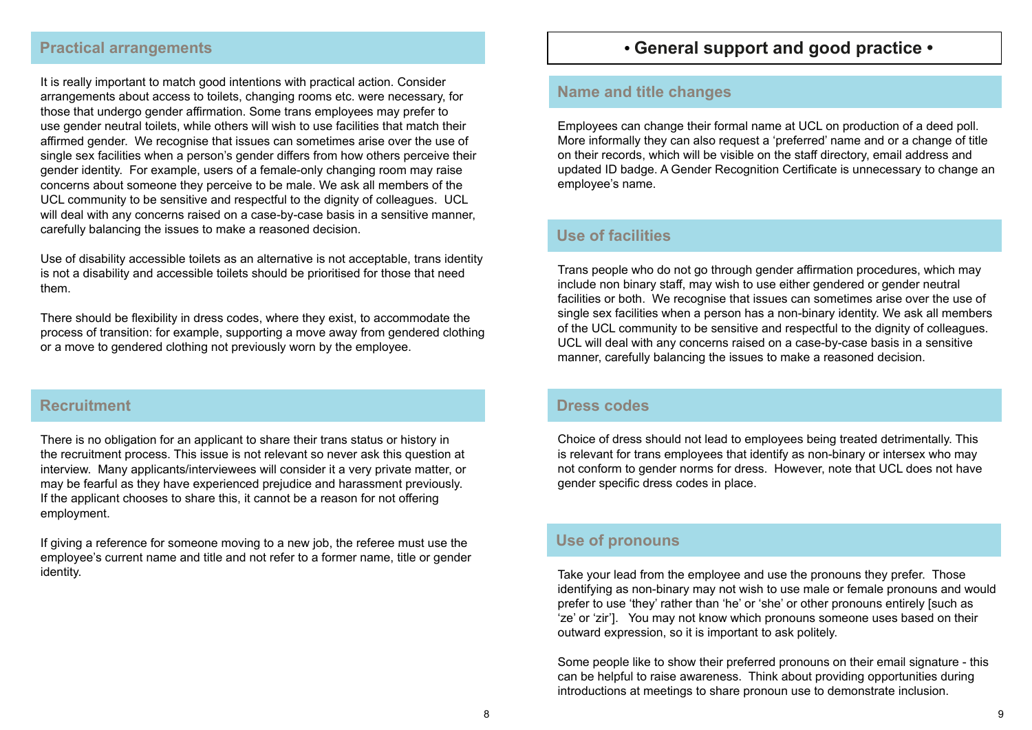## Practical arrangements

It is really important to match good intentions with practical action. Consider arrangements about access to toilets, changing rooms etc. were necessary, for those that undergo gender affirmation. Some trans employees may prefer to use gender neutral toilets, while others will wish to use facilities that match their affirmed gender. We recognise that issues can sometimes arise over the use of single sex facilities when a person's gender differs from how others perceive their gender identity. For example, users of a female-only changing room may raise concerns about someone they perceive to be male. We ask all members of the UCL community to be sensitive and respectful to the dignity of colleagues. UCL will deal with any concerns raised on a case-by-case basis in a sensitive manner, carefully balancing the issues to make a reasoned decision.

Use of disability accessible toilets as an alternative is not acceptable, trans identity is not a disability and accessible toilets should be prioritised for those that need them.

There should be flexibility in dress codes, where they exist, to accommodate the process of transition: for example, supporting a move away from gendered clothing or a move to gendered clothing not previously worn by the employee.

## Recruitment

There is no obligation for an applicant to share their trans status or history in the recruitment process. This issue is not relevant so never ask this question at interview. Many applicants/interviewees will consider it a very private matter, or may be fearful as they have experienced prejudice and harassment previously. If the applicant chooses to share this, it cannot be a reason for not offering employment.

If giving a reference for someone moving to a new job, the referee must use the employee's current name and title and not refer to a former name, title or gender identity.

# • General support and good practice •

## Name and title changes

Employees can change their formal name at UCL on production of a deed poll. More informally they can also request a 'preferred' name and or a change of title on their records, which will be visible on the staff directory, email address and updated ID badge. A Gender Recognition Certificate is unnecessary to change an employee's name.

## Use of facilities

Trans people who do not go through gender affirmation procedures, which may include non binary staff, may wish to use either gendered or gender neutral facilities or both. We recognise that issues can sometimes arise over the use of single sex facilities when a person has a non-binary identity. We ask all members of the UCL community to be sensitive and respectful to the dignity of colleagues. UCL will deal with any concerns raised on a case-by-case basis in a sensitive manner, carefully balancing the issues to make a reasoned decision.

## Dress codes

Choice of dress should not lead to employees being treated detrimentally. This is relevant for trans employees that identify as non-binary or intersex who may not conform to gender norms for dress. However, note that UCL does not have gender specific dress codes in place.

## Use of pronouns

Take your lead from the employee and use the pronouns they prefer. Those identifying as non-binary may not wish to use male or female pronouns and would prefer to use 'they' rather than 'he' or 'she' or other pronouns entirely [such as 'ze' or 'zir']. You may not know which pronouns someone uses based on their outward expression, so it is important to ask politely.

Some people like to show their preferred pronouns on their email signature - this can be helpful to raise awareness. Think about providing opportunities during introductions at meetings to share pronoun use to demonstrate inclusion.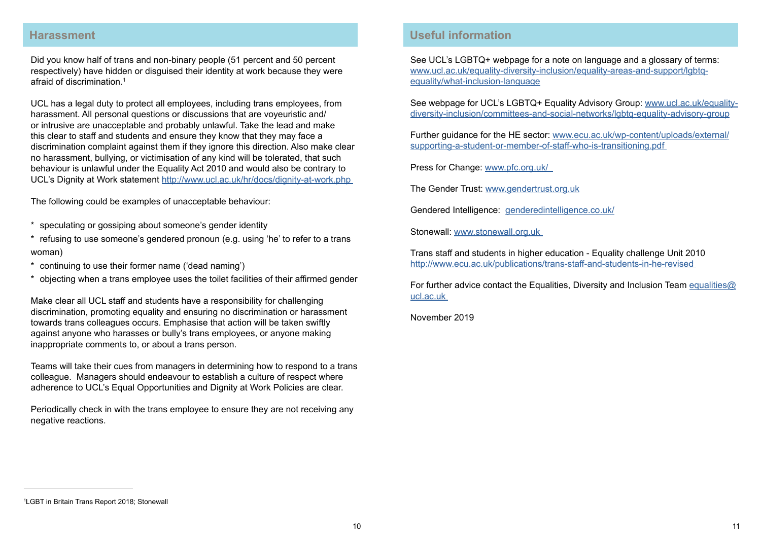## Harassment

Did you know half of trans and non-binary people (51 percent and 50 percent respectively) have hidden or disguised their identity at work because they were afraid of discrimination.[1]

UCL has a legal duty to protect all employees, including trans employees, from harassment. All personal questions or discussions that are voyeuristic and/or intrusive are unacceptable and probably unlawful. Take the lead and make this clear to staff and students and ensure they know that they may face a discrimination complaint against them if they ignore this direction. Also make clear no harassment, bullying, or victimisation of any kind will be tolerated, that such behaviour is unlawful under the Equality Act 2010 and would also be contrary to UCL's Dignity at Work statement http://www.ucl.ac.uk/hr/docs/dignity-at-work.php

The following could be examples of unacceptable behaviour:

* speculating or gossiping about someone's gender identity
* refusing to use someone's gendered pronoun (e.g. using 'he' to refer to a trans woman)
* continuing to use their former name ('dead naming')
* objecting when a trans employee uses the toilet facilities of their affirmed gender

Make clear all UCL staff and students have a responsibility for challenging discrimination, promoting equality and ensuring no discrimination or harassment towards trans colleagues occurs. Emphasise that action will be taken swiftly against anyone who harasses or bully's trans employees, or anyone making inappropriate comments to, or about a trans person.

Teams will take their cues from managers in determining how to respond to a trans colleague. Managers should endeavour to establish a culture of respect where adherence to UCL's Equal Opportunities and Dignity at Work Policies are clear.

Periodically check in with the trans employee to ensure they are not receiving any negative reactions.

[1] LGBT in Britain Trans Report 2018; Stonewall

## Useful information

See UCL's LGBTQ+ webpage for a note on language and a glossary of terms: www.ucl.ac.uk/equality-diversity-inclusion/equality-areas-and-support/lgbtq-equality/what-inclusion-language

See webpage for UCL's LGBTQ+ Equality Advisory Group: www.ucl.ac.uk/equality-diversity-inclusion/committees-and-social-networks/lgbtq-equality-advisory-group

Further guidance for the HE sector: www.ecu.ac.uk/wp-content/uploads/external/supporting-a-student-or-member-of-staff-who-is-transitioning.pdf

Press for Change: www.pfc.org.uk/

The Gender Trust: www.gendertrust.org.uk

Gendered Intelligence: genderedintelligence.co.uk/

Stonewall: www.stonewall.org.uk

Trans staff and students in higher education - Equality challenge Unit 2010 http://www.ecu.ac.uk/publications/trans-staff-and-students-in-he-revised

For further advice contact the Equalities, Diversity and Inclusion Team equalities@ucl.ac.uk

November 2019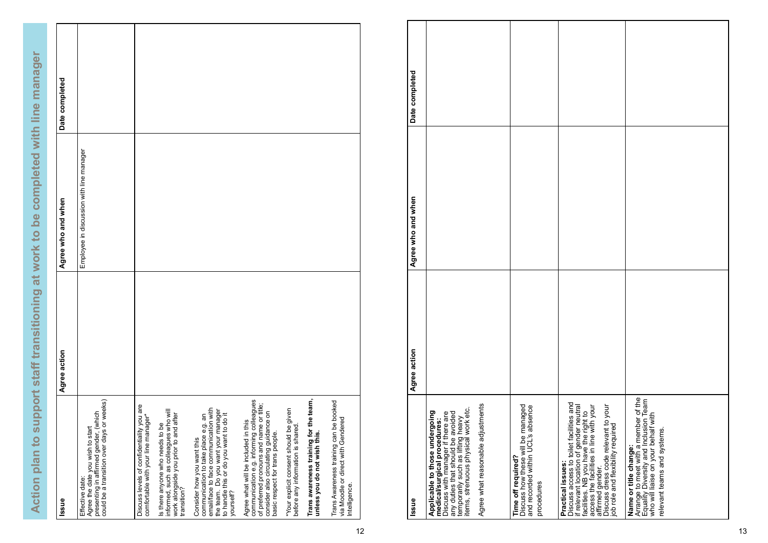# Action plan to support staff transitioning at work to be completed with line manager

| Issue | Agree action | Agree who and when | Date completed |
| --- | --- | --- | --- |
| Effective date:<br>Agree the date you wish to start presenting in affirmed gender, (which could be a transition over days or weeks) | | Employee in discussion with line manager | |
| Discuss levels of confidentiality you are comfortable with your line manager*<br><br>Is there anyone who needs to be informed, such as colleagues who will work alongside you prior to and after transition?<br><br>Consider how you want this communication to take place e.g. an email/face to face communication with the team. Do you want your manager to handle this or do you want to do it yourself?<br><br>Agree what will be included in this communication e.g. informing colleagues of preferred pronouns and name or title; consider also circulating guidance on basic respect for trans people.<br><br>*Your explicit consent should be given before any information is shared.<br><br>**Trans awareness training for the team, unless you do not wish this.**<br><br>Trans Awareness training can be booked via Moodle or direct with Gendered Intelligence. | | | |

| Issue | Agree action | Agree who and when | Date completed |
| --- | --- | --- | --- |
| **Applicable to those undergoing medical/surgical procedures:**<br>Discuss with manager if there are any duties that should be avoided temporarily such as lifting heavy items, strenuous physical work etc.<br><br>Agree what reasonable adjustments | | | |
| **Time off required?**<br>Discuss how these will be managed and recorded within UCL's absence procedures | | | |
| **Practical issues:**<br>Discuss access to toilet facilities and if relevant location of gender neutral facilities. NB you have the right to access the facilities in line with your affirmed gender.<br>Discuss dress code relevant to your job role and flexibility required | | | |
| **Name or title change:**<br>Arrange to meet with a member of the Equality Diversity and Inclusion Team who will liaise on your behalf with relevant teams and systems. | | | |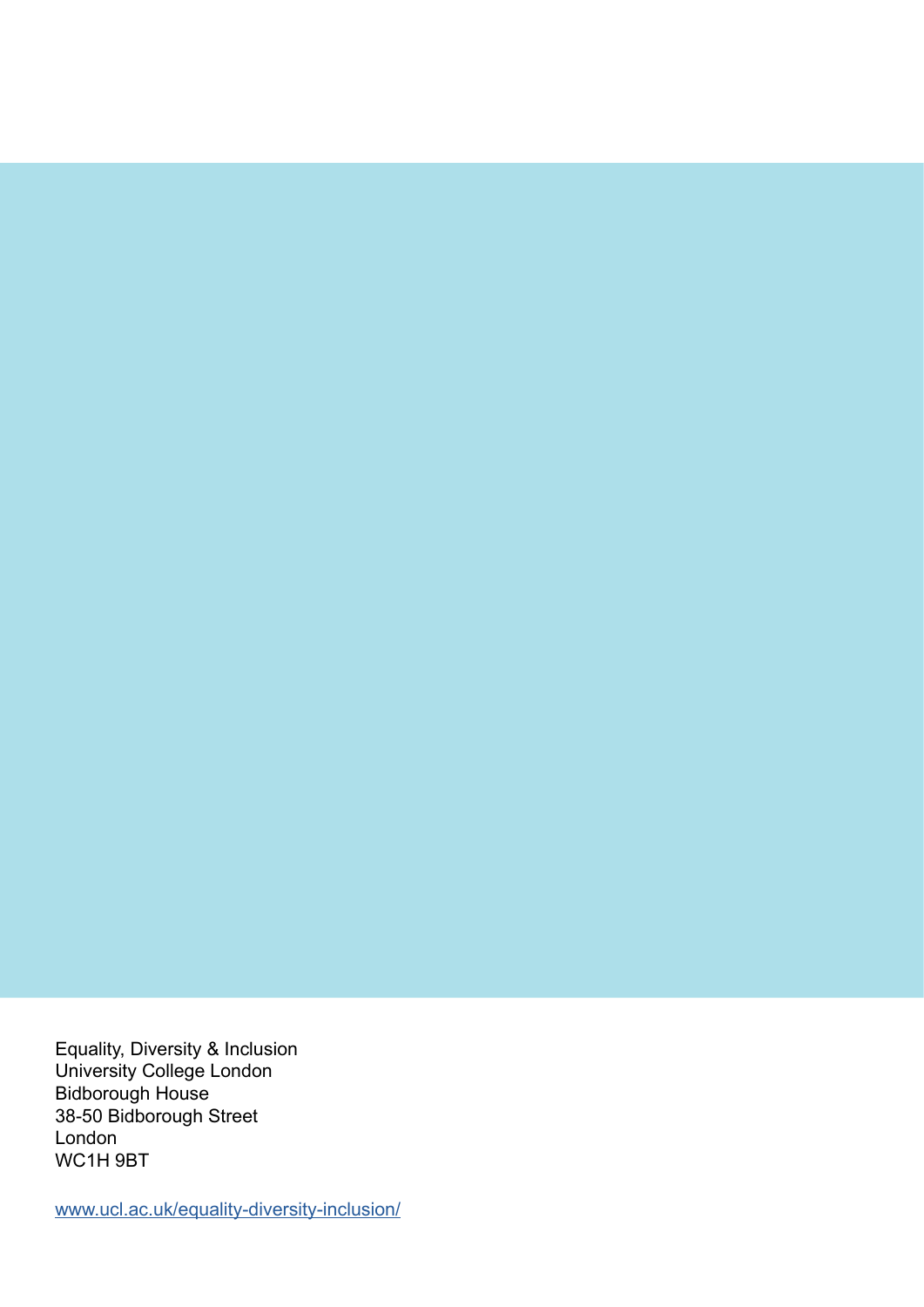Equality, Diversity & Inclusion
University College London
Bidborough House
38-50 Bidborough Street
London
WC1H 9BT

www.ucl.ac.uk/equality-diversity-inclusion/